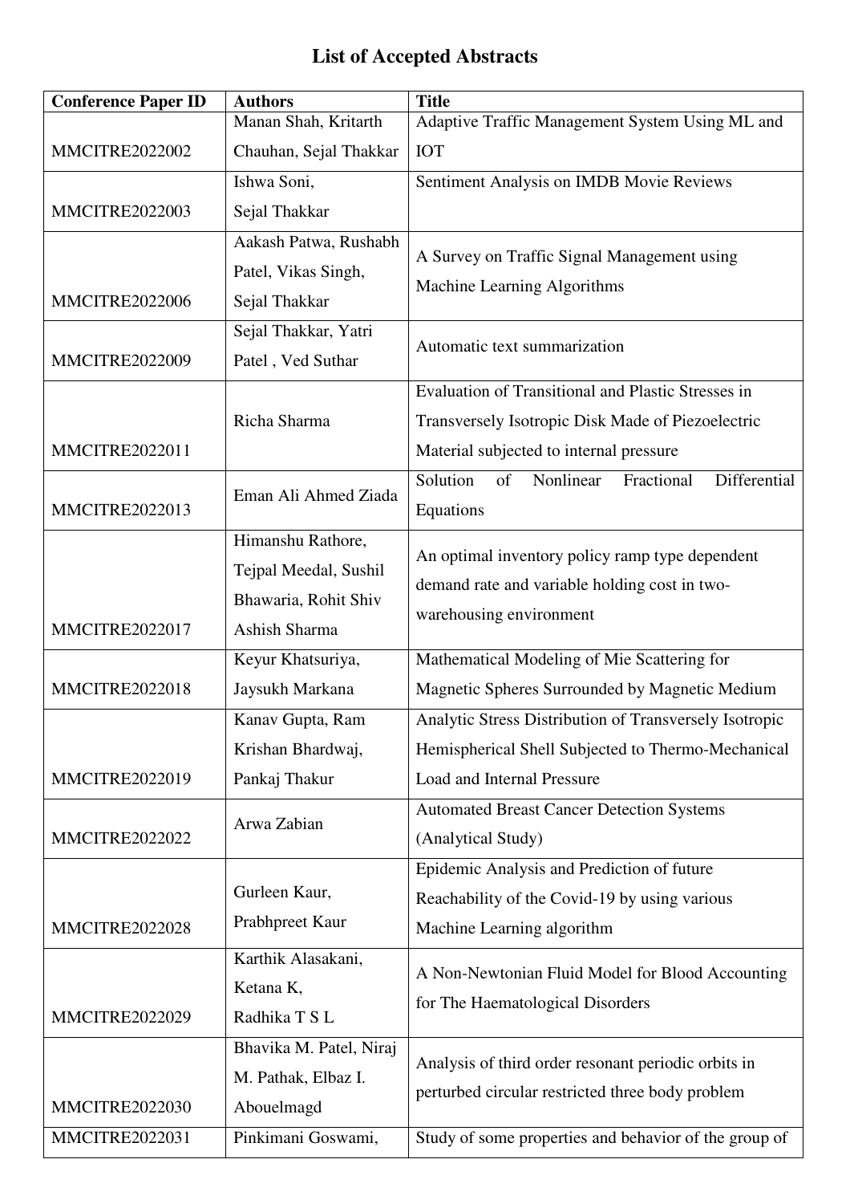# List of Accepted Abstracts

| Conference Paper ID | Authors | Title |
|---|---|---|
| MMCITRE2022002 | Manan Shah, Kritarth Chauhan, Sejal Thakkar | Adaptive Traffic Management System Using ML and IOT |
| MMCITRE2022003 | Ishwa Soni, Sejal Thakkar | Sentiment Analysis on IMDB Movie Reviews |
| MMCITRE2022006 | Aakash Patwa, Rushabh Patel, Vikas Singh, Sejal Thakkar | A Survey on Traffic Signal Management using Machine Learning Algorithms |
| MMCITRE2022009 | Sejal Thakkar, Yatri Patel , Ved Suthar | Automatic text summarization |
| MMCITRE2022011 | Richa Sharma | Evaluation of Transitional and Plastic Stresses in Transversely Isotropic Disk Made of Piezoelectric Material subjected to internal pressure |
| MMCITRE2022013 | Eman Ali Ahmed Ziada | Solution of Nonlinear Fractional Differential Equations |
| MMCITRE2022017 | Himanshu Rathore, Tejpal Meedal, Sushil Bhawaria, Rohit Shiv Ashish Sharma | An optimal inventory policy ramp type dependent demand rate and variable holding cost in two-warehousing environment |
| MMCITRE2022018 | Keyur Khatsuriya, Jaysukh Markana | Mathematical Modeling of Mie Scattering for Magnetic Spheres Surrounded by Magnetic Medium |
| MMCITRE2022019 | Kanav Gupta, Ram Krishan Bhardwaj, Pankaj Thakur | Analytic Stress Distribution of Transversely Isotropic Hemispherical Shell Subjected to Thermo-Mechanical Load and Internal Pressure |
| MMCITRE2022022 | Arwa Zabian | Automated Breast Cancer Detection Systems (Analytical Study) |
| MMCITRE2022028 | Gurleen Kaur, Prabhpreet Kaur | Epidemic Analysis and Prediction of future Reachability of the Covid-19 by using various Machine Learning algorithm |
| MMCITRE2022029 | Karthik Alasakani, Ketana K, Radhika T S L | A Non-Newtonian Fluid Model for Blood Accounting for The Haematological Disorders |
| MMCITRE2022030 | Bhavika M. Patel, Niraj M. Pathak, Elbaz I. Abouelmagd | Analysis of third order resonant periodic orbits in perturbed circular restricted three body problem |
| MMCITRE2022031 | Pinkimani Goswami, | Study of some properties and behavior of the group of |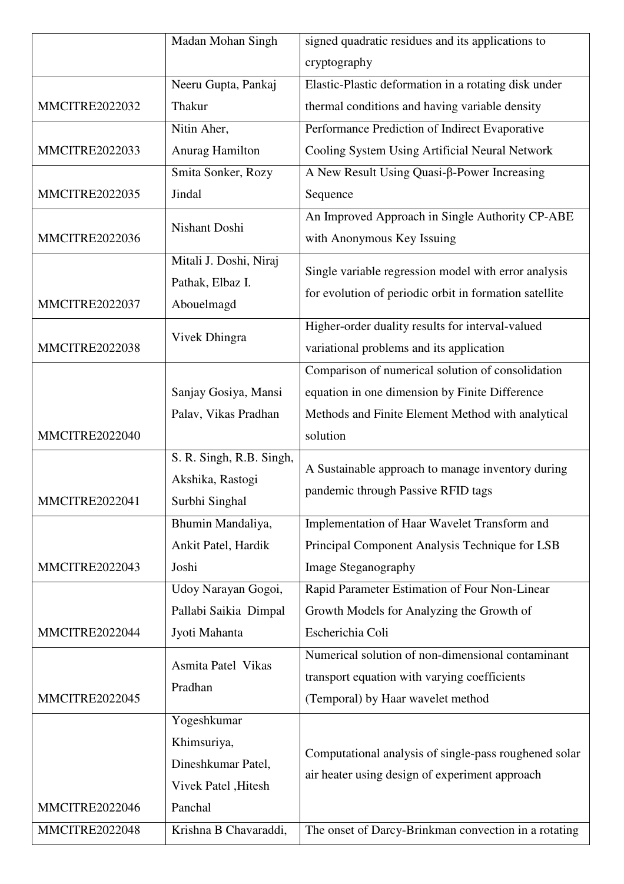|  |  |  |
|---|---|---|
|  | Madan Mohan Singh | signed quadratic residues and its applications to cryptography |
| MMCITRE2022032 | Neeru Gupta, Pankaj Thakur | Elastic-Plastic deformation in a rotating disk under thermal conditions and having variable density |
| MMCITRE2022033 | Nitin Aher, Anurag Hamilton | Performance Prediction of Indirect Evaporative Cooling System Using Artificial Neural Network |
| MMCITRE2022035 | Smita Sonker, Rozy Jindal | A New Result Using Quasi-β-Power Increasing Sequence |
| MMCITRE2022036 | Nishant Doshi | An Improved Approach in Single Authority CP-ABE with Anonymous Key Issuing |
| MMCITRE2022037 | Mitali J. Doshi, Niraj Pathak, Elbaz I. Abouelmagd | Single variable regression model with error analysis for evolution of periodic orbit in formation satellite |
| MMCITRE2022038 | Vivek Dhingra | Higher-order duality results for interval-valued variational problems and its application |
| MMCITRE2022040 | Sanjay Gosiya, Mansi Palav, Vikas Pradhan | Comparison of numerical solution of consolidation equation in one dimension by Finite Difference Methods and Finite Element Method with analytical solution |
| MMCITRE2022041 | S. R. Singh, R.B. Singh, Akshika, Rastogi Surbhi Singhal | A Sustainable approach to manage inventory during pandemic through Passive RFID tags |
| MMCITRE2022043 | Bhumin Mandaliya, Ankit Patel, Hardik Joshi | Implementation of Haar Wavelet Transform and Principal Component Analysis Technique for LSB Image Steganography |
| MMCITRE2022044 | Udoy Narayan Gogoi, Pallabi Saikia Dimpal Jyoti Mahanta | Rapid Parameter Estimation of Four Non-Linear Growth Models for Analyzing the Growth of Escherichia Coli |
| MMCITRE2022045 | Asmita Patel Vikas Pradhan | Numerical solution of non-dimensional contaminant transport equation with varying coefficients (Temporal) by Haar wavelet method |
| MMCITRE2022046 | Yogeshkumar Khimsuriya, Dineshkumar Patel, Vivek Patel ,Hitesh Panchal | Computational analysis of single-pass roughened solar air heater using design of experiment approach |
| MMCITRE2022048 | Krishna B Chavaraddi, | The onset of Darcy-Brinkman convection in a rotating |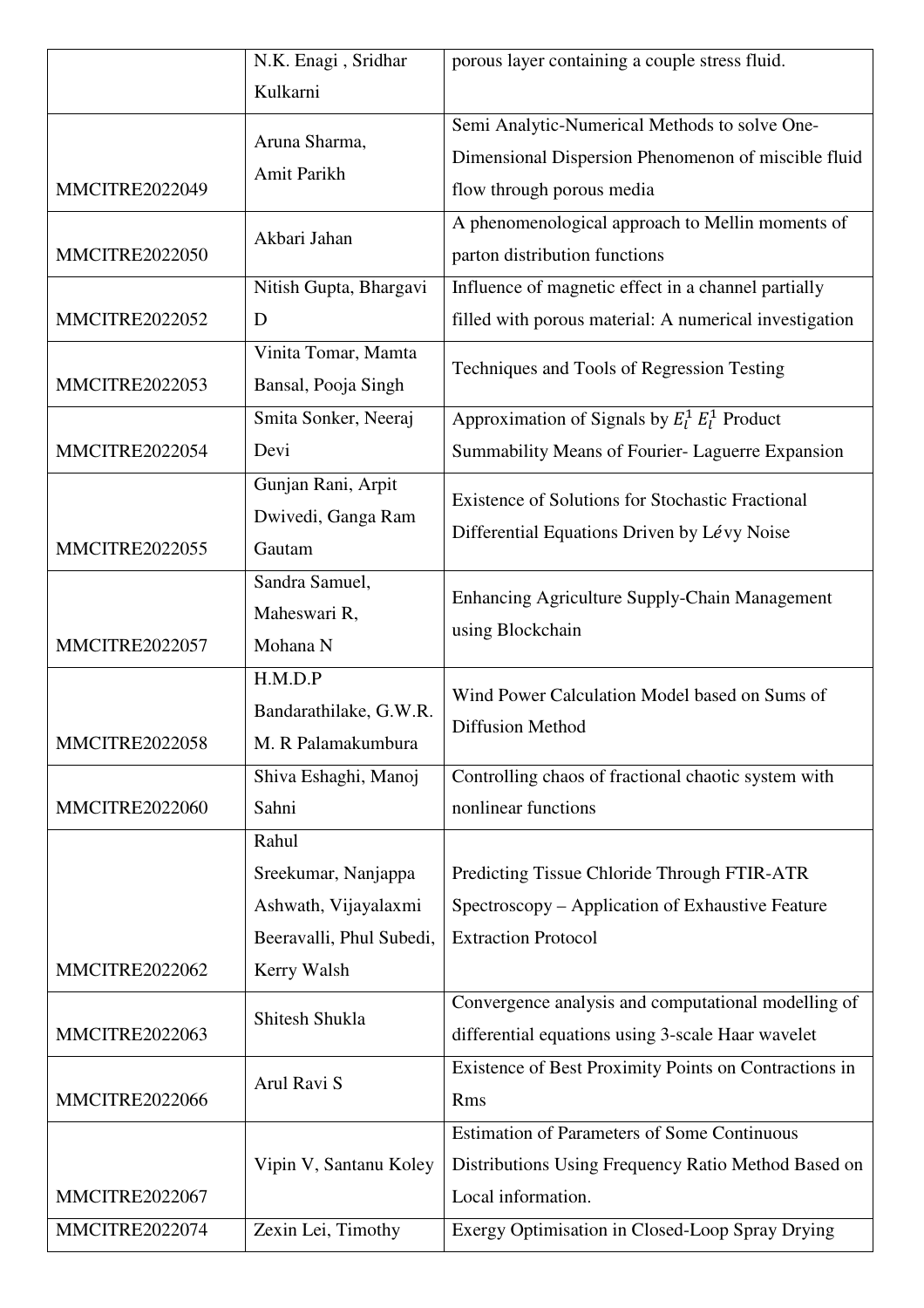| | | |
|---|---|---|
| | N.K. Enagi , Sridhar Kulkarni | porous layer containing a couple stress fluid. |
| MMCITRE2022049 | Aruna Sharma, Amit Parikh | Semi Analytic-Numerical Methods to solve One-Dimensional Dispersion Phenomenon of miscible fluid flow through porous media |
| MMCITRE2022050 | Akbari Jahan | A phenomenological approach to Mellin moments of parton distribution functions |
| MMCITRE2022052 | Nitish Gupta, Bhargavi D | Influence of magnetic effect in a channel partially filled with porous material: A numerical investigation |
| MMCITRE2022053 | Vinita Tomar, Mamta Bansal, Pooja Singh | Techniques and Tools of Regression Testing |
| MMCITRE2022054 | Smita Sonker, Neeraj Devi | Approximation of Signals by $E_l^1$ $E_l^1$ Product Summability Means of Fourier- Laguerre Expansion |
| MMCITRE2022055 | Gunjan Rani, Arpit Dwivedi, Ganga Ram Gautam | Existence of Solutions for Stochastic Fractional Differential Equations Driven by Lévy Noise |
| MMCITRE2022057 | Sandra Samuel, Maheswari R, Mohana N | Enhancing Agriculture Supply-Chain Management using Blockchain |
| MMCITRE2022058 | H.M.D.P Bandarathilake, G.W.R. M. R Palamakumbura | Wind Power Calculation Model based on Sums of Diffusion Method |
| MMCITRE2022060 | Shiva Eshaghi, Manoj Sahni | Controlling chaos of fractional chaotic system with nonlinear functions |
| MMCITRE2022062 | Rahul Sreekumar, Nanjappa Ashwath, Vijayalaxmi Beeravalli, Phul Subedi, Kerry Walsh | Predicting Tissue Chloride Through FTIR-ATR Spectroscopy – Application of Exhaustive Feature Extraction Protocol |
| MMCITRE2022063 | Shitesh Shukla | Convergence analysis and computational modelling of differential equations using 3-scale Haar wavelet |
| MMCITRE2022066 | Arul Ravi S | Existence of Best Proximity Points on Contractions in Rms |
| MMCITRE2022067 | Vipin V, Santanu Koley | Estimation of Parameters of Some Continuous Distributions Using Frequency Ratio Method Based on Local information. |
| MMCITRE2022074 | Zexin Lei, Timothy | Exergy Optimisation in Closed-Loop Spray Drying |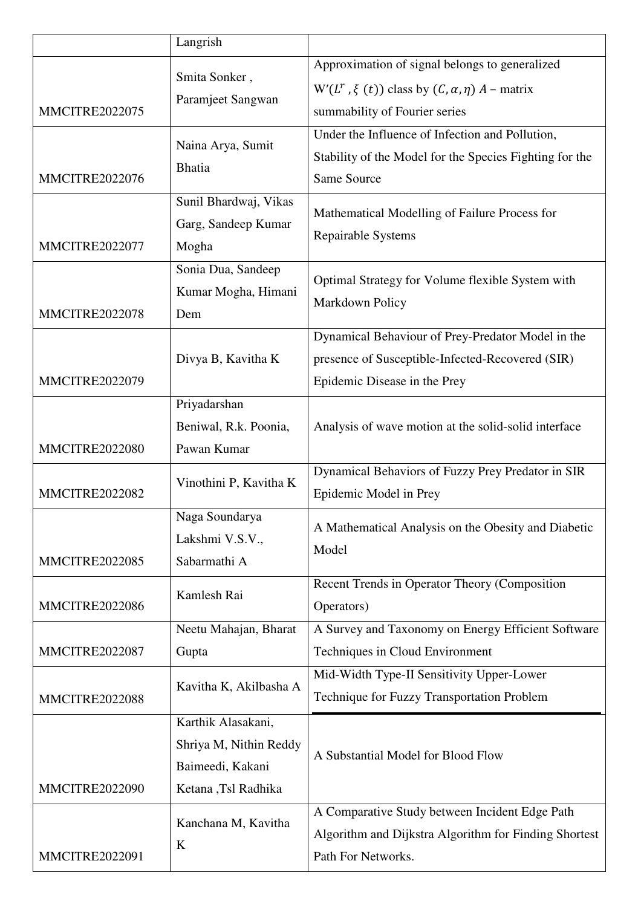|  |  |  |
|---|---|---|
|  | Langrish |  |
| MMCITRE2022075 | Smita Sonker , Paramjeet Sangwan | Approximation of signal belongs to generalized $W'(L^r, \xi(t))$ class by $(C, \alpha, \eta)\ A$ – matrix summability of Fourier series |
| MMCITRE2022076 | Naina Arya, Sumit Bhatia | Under the Influence of Infection and Pollution, Stability of the Model for the Species Fighting for the Same Source |
| MMCITRE2022077 | Sunil Bhardwaj, Vikas Garg, Sandeep Kumar Mogha | Mathematical Modelling of Failure Process for Repairable Systems |
| MMCITRE2022078 | Sonia Dua, Sandeep Kumar Mogha, Himani Dem | Optimal Strategy for Volume flexible System with Markdown Policy |
| MMCITRE2022079 | Divya B, Kavitha K | Dynamical Behaviour of Prey-Predator Model in the presence of Susceptible-Infected-Recovered (SIR) Epidemic Disease in the Prey |
| MMCITRE2022080 | Priyadarshan Beniwal, R.k. Poonia, Pawan Kumar | Analysis of wave motion at the solid-solid interface |
| MMCITRE2022082 | Vinothini P, Kavitha K | Dynamical Behaviors of Fuzzy Prey Predator in SIR Epidemic Model in Prey |
| MMCITRE2022085 | Naga Soundarya Lakshmi V.S.V., Sabarmathi A | A Mathematical Analysis on the Obesity and Diabetic Model |
| MMCITRE2022086 | Kamlesh Rai | Recent Trends in Operator Theory (Composition Operators) |
| MMCITRE2022087 | Neetu Mahajan, Bharat Gupta | A Survey and Taxonomy on Energy Efficient Software Techniques in Cloud Environment |
| MMCITRE2022088 | Kavitha K, Akilbasha A | Mid-Width Type-II Sensitivity Upper-Lower Technique for Fuzzy Transportation Problem |
| MMCITRE2022090 | Karthik Alasakani, Shriya M, Nithin Reddy Baimeedi, Kakani Ketana ,Tsl Radhika | A Substantial Model for Blood Flow |
| MMCITRE2022091 | Kanchana M, Kavitha K | A Comparative Study between Incident Edge Path Algorithm and Dijkstra Algorithm for Finding Shortest Path For Networks. |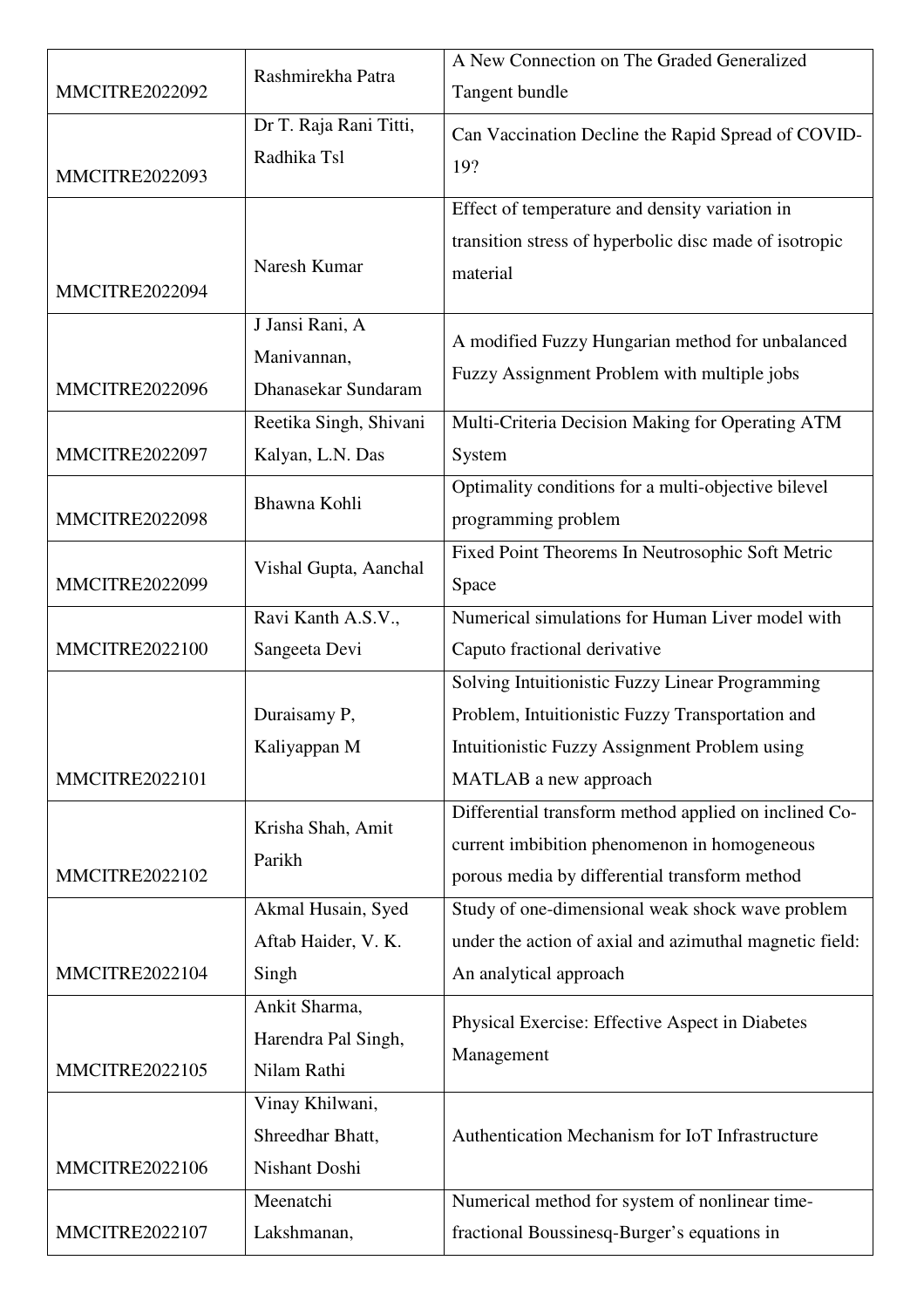| | | |
|---|---|---|
| MMCITRE2022092 | Rashmirekha Patra | A New Connection on The Graded Generalized Tangent bundle |
| MMCITRE2022093 | Dr T. Raja Rani Titti, Radhika Tsl | Can Vaccination Decline the Rapid Spread of COVID-19? |
| MMCITRE2022094 | Naresh Kumar | Effect of temperature and density variation in transition stress of hyperbolic disc made of isotropic material |
| MMCITRE2022096 | J Jansi Rani, A Manivannan, Dhanasekar Sundaram | A modified Fuzzy Hungarian method for unbalanced Fuzzy Assignment Problem with multiple jobs |
| MMCITRE2022097 | Reetika Singh, Shivani Kalyan, L.N. Das | Multi-Criteria Decision Making for Operating ATM System |
| MMCITRE2022098 | Bhawna Kohli | Optimality conditions for a multi-objective bilevel programming problem |
| MMCITRE2022099 | Vishal Gupta, Aanchal | Fixed Point Theorems In Neutrosophic Soft Metric Space |
| MMCITRE2022100 | Ravi Kanth A.S.V., Sangeeta Devi | Numerical simulations for Human Liver model with Caputo fractional derivative |
| MMCITRE2022101 | Duraisamy P, Kaliyappan M | Solving Intuitionistic Fuzzy Linear Programming Problem, Intuitionistic Fuzzy Transportation and Intuitionistic Fuzzy Assignment Problem using MATLAB a new approach |
| MMCITRE2022102 | Krisha Shah, Amit Parikh | Differential transform method applied on inclined Co-current imbibition phenomenon in homogeneous porous media by differential transform method |
| MMCITRE2022104 | Akmal Husain, Syed Aftab Haider, V. K. Singh | Study of one-dimensional weak shock wave problem under the action of axial and azimuthal magnetic field: An analytical approach |
| MMCITRE2022105 | Ankit Sharma, Harendra Pal Singh, Nilam Rathi | Physical Exercise: Effective Aspect in Diabetes Management |
| MMCITRE2022106 | Vinay Khilwani, Shreedhar Bhatt, Nishant Doshi | Authentication Mechanism for IoT Infrastructure |
| MMCITRE2022107 | Meenatchi Lakshmanan, | Numerical method for system of nonlinear time-fractional Boussinesq-Burger's equations in |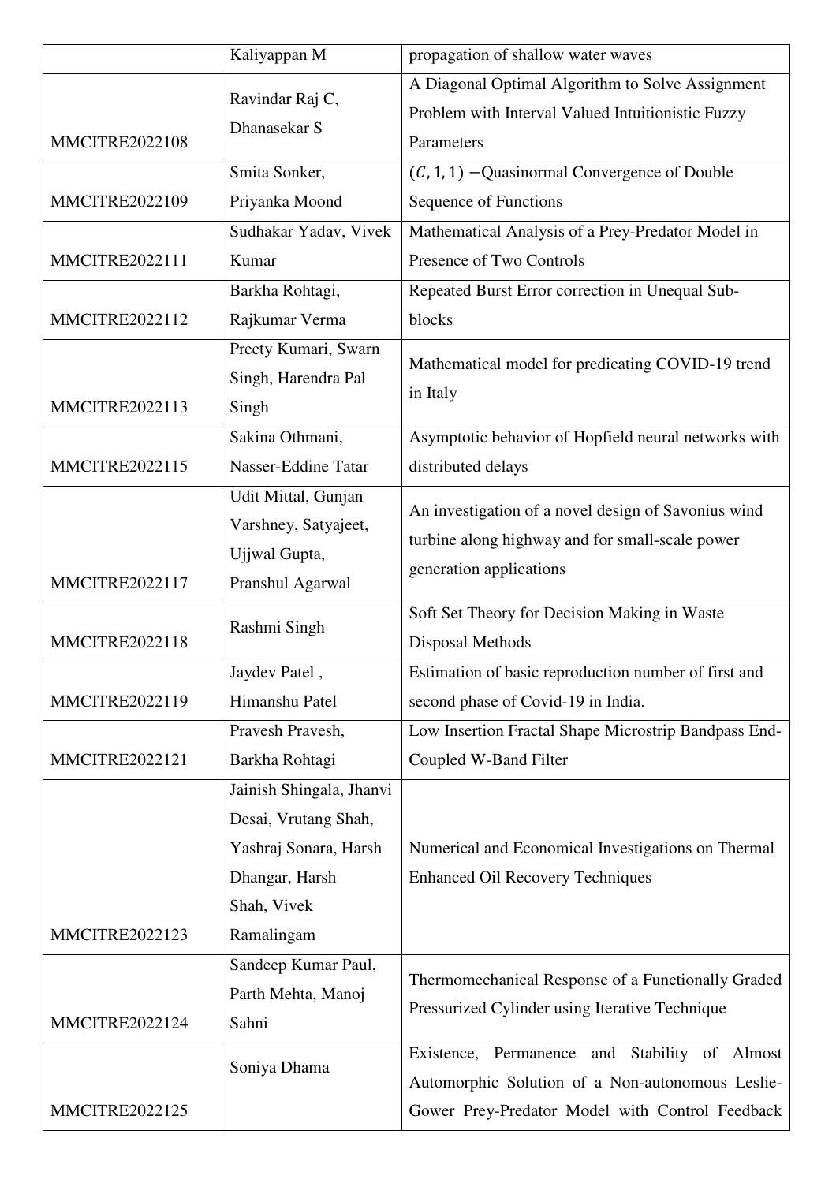| | | |
|---|---|---|
| | Kaliyappan M | propagation of shallow water waves |
| MMCITRE2022108 | Ravindar Raj C, Dhanasekar S | A Diagonal Optimal Algorithm to Solve Assignment Problem with Interval Valued Intuitionistic Fuzzy Parameters |
| MMCITRE2022109 | Smita Sonker, Priyanka Moond | $(C, 1, 1)$ −Quasinormal Convergence of Double Sequence of Functions |
| MMCITRE2022111 | Sudhakar Yadav, Vivek Kumar | Mathematical Analysis of a Prey-Predator Model in Presence of Two Controls |
| MMCITRE2022112 | Barkha Rohtagi, Rajkumar Verma | Repeated Burst Error correction in Unequal Sub-blocks |
| MMCITRE2022113 | Preety Kumari, Swarn Singh, Harendra Pal Singh | Mathematical model for predicating COVID-19 trend in Italy |
| MMCITRE2022115 | Sakina Othmani, Nasser-Eddine Tatar | Asymptotic behavior of Hopfield neural networks with distributed delays |
| MMCITRE2022117 | Udit Mittal, Gunjan Varshney, Satyajeet, Ujjwal Gupta, Pranshul Agarwal | An investigation of a novel design of Savonius wind turbine along highway and for small-scale power generation applications |
| MMCITRE2022118 | Rashmi Singh | Soft Set Theory for Decision Making in Waste Disposal Methods |
| MMCITRE2022119 | Jaydev Patel , Himanshu Patel | Estimation of basic reproduction number of first and second phase of Covid-19 in India. |
| MMCITRE2022121 | Pravesh Pravesh, Barkha Rohtagi | Low Insertion Fractal Shape Microstrip Bandpass End-Coupled W-Band Filter |
| MMCITRE2022123 | Jainish Shingala, Jhanvi Desai, Vrutang Shah, Yashraj Sonara, Harsh Dhangar, Harsh Shah, Vivek Ramalingam | Numerical and Economical Investigations on Thermal Enhanced Oil Recovery Techniques |
| MMCITRE2022124 | Sandeep Kumar Paul, Parth Mehta, Manoj Sahni | Thermomechanical Response of a Functionally Graded Pressurized Cylinder using Iterative Technique |
| MMCITRE2022125 | Soniya Dhama | Existence, Permanence and Stability of Almost Automorphic Solution of a Non-autonomous Leslie-Gower Prey-Predator Model with Control Feedback |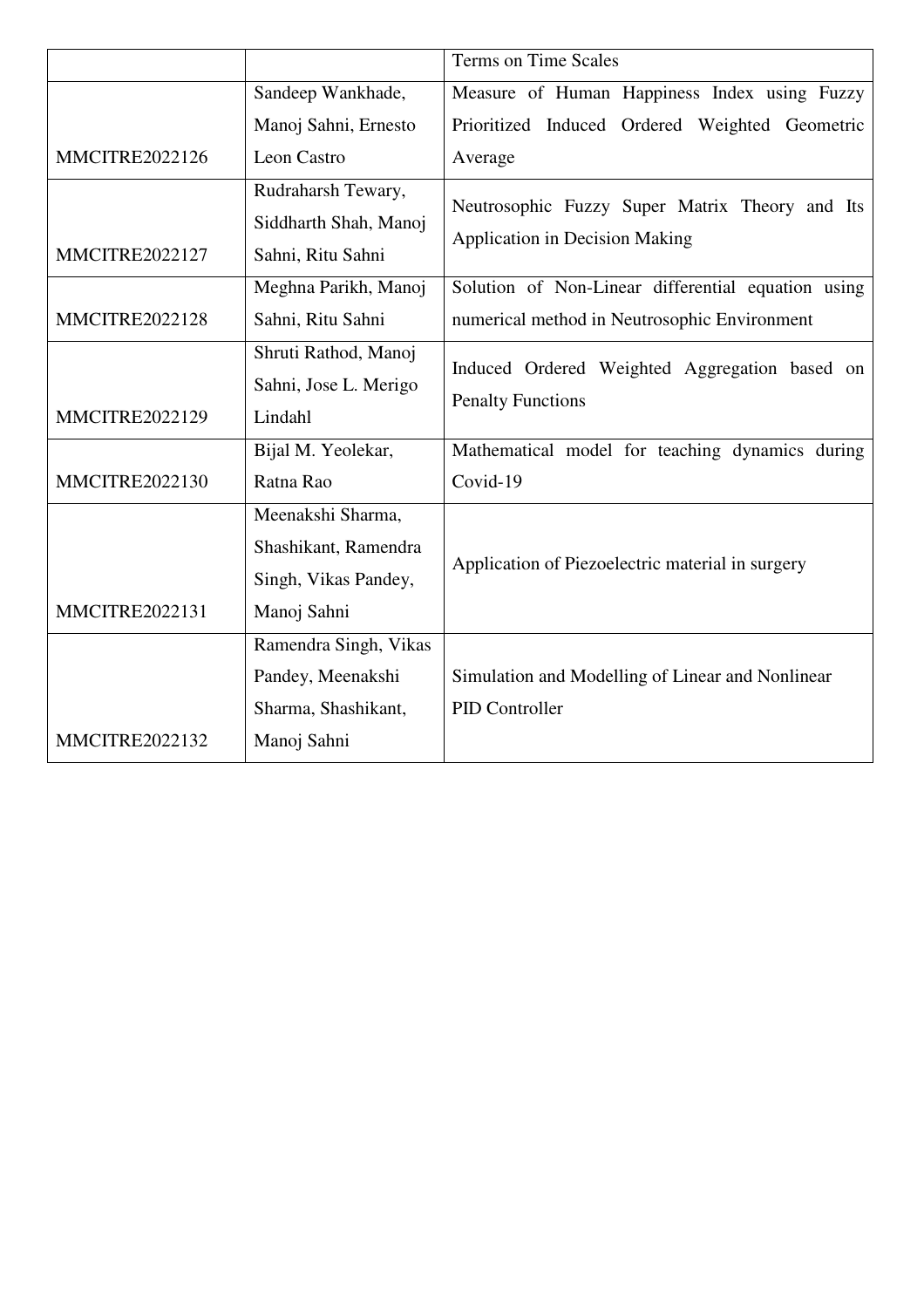| | | |
|---|---|---|
| | | Terms on Time Scales |
| MMCITRE2022126 | Sandeep Wankhade, Manoj Sahni, Ernesto Leon Castro | Measure of Human Happiness Index using Fuzzy Prioritized Induced Ordered Weighted Geometric Average |
| MMCITRE2022127 | Rudraharsh Tewary, Siddharth Shah, Manoj Sahni, Ritu Sahni | Neutrosophic Fuzzy Super Matrix Theory and Its Application in Decision Making |
| MMCITRE2022128 | Meghna Parikh, Manoj Sahni, Ritu Sahni | Solution of Non-Linear differential equation using numerical method in Neutrosophic Environment |
| MMCITRE2022129 | Shruti Rathod, Manoj Sahni, Jose L. Merigo Lindahl | Induced Ordered Weighted Aggregation based on Penalty Functions |
| MMCITRE2022130 | Bijal M. Yeolekar, Ratna Rao | Mathematical model for teaching dynamics during Covid-19 |
| MMCITRE2022131 | Meenakshi Sharma, Shashikant, Ramendra Singh, Vikas Pandey, Manoj Sahni | Application of Piezoelectric material in surgery |
| MMCITRE2022132 | Ramendra Singh, Vikas Pandey, Meenakshi Sharma, Shashikant, Manoj Sahni | Simulation and Modelling of Linear and Nonlinear PID Controller |